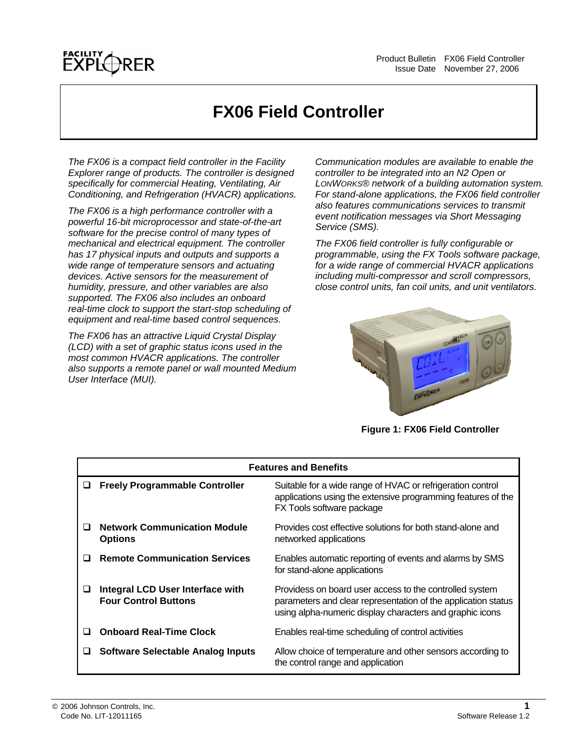Product Bulletin FX06 Field Controller
Issue Date November 27, 2006

# FX06 Field Controller

*The FX06 is a compact field controller in the Facility Explorer range of products. The controller is designed specifically for commercial Heating, Ventilating, Air Conditioning, and Refrigeration (HVACR) applications.*

*The FX06 is a high performance controller with a powerful 16-bit microprocessor and state-of-the-art software for the precise control of many types of mechanical and electrical equipment. The controller has 17 physical inputs and outputs and supports a wide range of temperature sensors and actuating devices. Active sensors for the measurement of humidity, pressure, and other variables are also supported. The FX06 also includes an onboard real-time clock to support the start-stop scheduling of equipment and real-time based control sequences.*

*The FX06 has an attractive Liquid Crystal Display (LCD) with a set of graphic status icons used in the most common HVACR applications. The controller also supports a remote panel or wall mounted Medium User Interface (MUI).*

*Communication modules are available to enable the controller to be integrated into an N2 Open or LONWORKS® network of a building automation system. For stand-alone applications, the FX06 field controller also features communications services to transmit event notification messages via Short Messaging Service (SMS).*

*The FX06 field controller is fully configurable or programmable, using the FX Tools software package, for a wide range of commercial HVACR applications including multi-compressor and scroll compressors, close control units, fan coil units, and unit ventilators.*

**Figure 1: FX06 Field Controller**

| Features and Benefits | |
|---|---|
| ❑ **Freely Programmable Controller** | Suitable for a wide range of HVAC or refrigeration control applications using the extensive programming features of the FX Tools software package |
| ❑ **Network Communication Module Options** | Provides cost effective solutions for both stand-alone and networked applications |
| ❑ **Remote Communication Services** | Enables automatic reporting of events and alarms by SMS for stand-alone applications |
| ❑ **Integral LCD User Interface with Four Control Buttons** | Providess on board user access to the controlled system parameters and clear representation of the application status using alpha-numeric display characters and graphic icons |
| ❑ **Onboard Real-Time Clock** | Enables real-time scheduling of control activities |
| ❑ **Software Selectable Analog Inputs** | Allow choice of temperature and other sensors according to the control range and application |

© 2006 Johnson Controls, Inc.
Code No. LIT-12011165
Software Release 1.2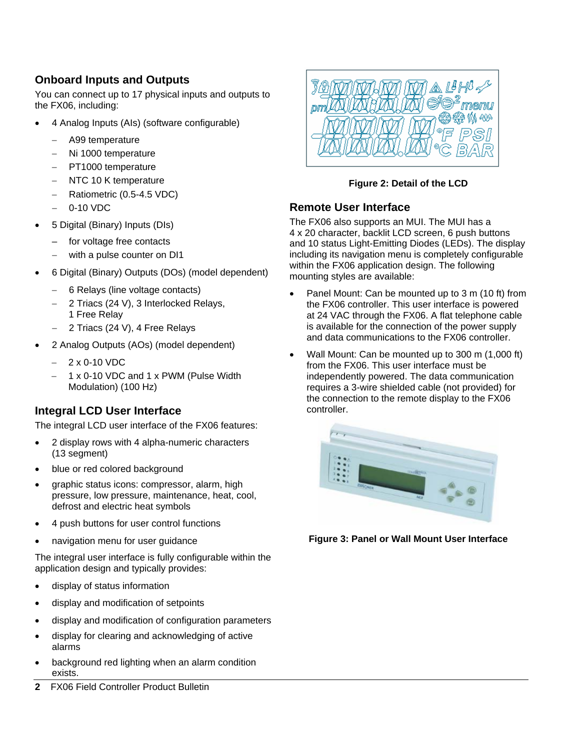## Onboard Inputs and Outputs

You can connect up to 17 physical inputs and outputs to the FX06, including:

- 4 Analog Inputs (AIs) (software configurable)
  - A99 temperature
  - Ni 1000 temperature
  - PT1000 temperature
  - NTC 10 K temperature
  - Ratiometric (0.5-4.5 VDC)
  - 0-10 VDC
- 5 Digital (Binary) Inputs (DIs)
  - for voltage free contacts
  - with a pulse counter on DI1
- 6 Digital (Binary) Outputs (DOs) (model dependent)
  - 6 Relays (line voltage contacts)
  - 2 Triacs (24 V), 3 Interlocked Relays, 1 Free Relay
  - 2 Triacs (24 V), 4 Free Relays
- 2 Analog Outputs (AOs) (model dependent)
  - 2 x 0-10 VDC
  - 1 x 0-10 VDC and 1 x PWM (Pulse Width Modulation) (100 Hz)

## Integral LCD User Interface

The integral LCD user interface of the FX06 features:

- 2 display rows with 4 alpha-numeric characters (13 segment)
- blue or red colored background
- graphic status icons: compressor, alarm, high pressure, low pressure, maintenance, heat, cool, defrost and electric heat symbols
- 4 push buttons for user control functions
- navigation menu for user guidance

The integral user interface is fully configurable within the application design and typically provides:

- display of status information
- display and modification of setpoints
- display and modification of configuration parameters
- display for clearing and acknowledging of active alarms
- background red lighting when an alarm condition exists.

**Figure 2: Detail of the LCD**

## Remote User Interface

The FX06 also supports an MUI. The MUI has a 4 x 20 character, backlit LCD screen, 6 push buttons and 10 status Light-Emitting Diodes (LEDs). The display including its navigation menu is completely configurable within the FX06 application design. The following mounting styles are available:

- Panel Mount: Can be mounted up to 3 m (10 ft) from the FX06 controller. This user interface is powered at 24 VAC through the FX06. A flat telephone cable is available for the connection of the power supply and data communications to the FX06 controller.
- Wall Mount: Can be mounted up to 300 m (1,000 ft) from the FX06. This user interface must be independently powered. The data communication requires a 3-wire shielded cable (not provided) for the connection to the remote display to the FX06 controller.

**Figure 3: Panel or Wall Mount User Interface**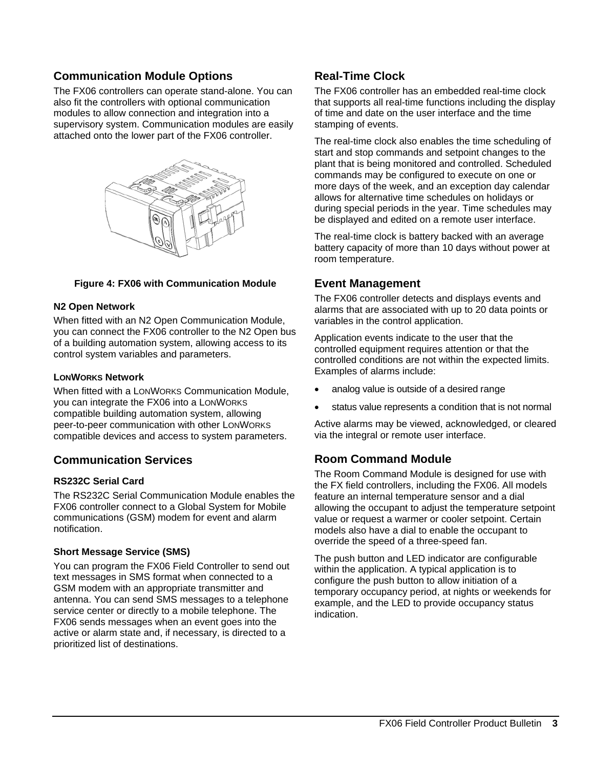## Communication Module Options

The FX06 controllers can operate stand-alone. You can also fit the controllers with optional communication modules to allow connection and integration into a supervisory system. Communication modules are easily attached onto the lower part of the FX06 controller.

**Figure 4: FX06 with Communication Module**

### N2 Open Network

When fitted with an N2 Open Communication Module, you can connect the FX06 controller to the N2 Open bus of a building automation system, allowing access to its control system variables and parameters.

### LONWORKS Network

When fitted with a LONWORKS Communication Module, you can integrate the FX06 into a LONWORKS compatible building automation system, allowing peer-to-peer communication with other LONWORKS compatible devices and access to system parameters.

## Communication Services

### RS232C Serial Card

The RS232C Serial Communication Module enables the FX06 controller connect to a Global System for Mobile communications (GSM) modem for event and alarm notification.

### Short Message Service (SMS)

You can program the FX06 Field Controller to send out text messages in SMS format when connected to a GSM modem with an appropriate transmitter and antenna. You can send SMS messages to a telephone service center or directly to a mobile telephone. The FX06 sends messages when an event goes into the active or alarm state and, if necessary, is directed to a prioritized list of destinations.

## Real-Time Clock

The FX06 controller has an embedded real-time clock that supports all real-time functions including the display of time and date on the user interface and the time stamping of events.

The real-time clock also enables the time scheduling of start and stop commands and setpoint changes to the plant that is being monitored and controlled. Scheduled commands may be configured to execute on one or more days of the week, and an exception day calendar allows for alternative time schedules on holidays or during special periods in the year. Time schedules may be displayed and edited on a remote user interface.

The real-time clock is battery backed with an average battery capacity of more than 10 days without power at room temperature.

## Event Management

The FX06 controller detects and displays events and alarms that are associated with up to 20 data points or variables in the control application.

Application events indicate to the user that the controlled equipment requires attention or that the controlled conditions are not within the expected limits. Examples of alarms include:

- analog value is outside of a desired range
- status value represents a condition that is not normal

Active alarms may be viewed, acknowledged, or cleared via the integral or remote user interface.

## Room Command Module

The Room Command Module is designed for use with the FX field controllers, including the FX06. All models feature an internal temperature sensor and a dial allowing the occupant to adjust the temperature setpoint value or request a warmer or cooler setpoint. Certain models also have a dial to enable the occupant to override the speed of a three-speed fan.

The push button and LED indicator are configurable within the application. A typical application is to configure the push button to allow initiation of a temporary occupancy period, at nights or weekends for example, and the LED to provide occupancy status indication.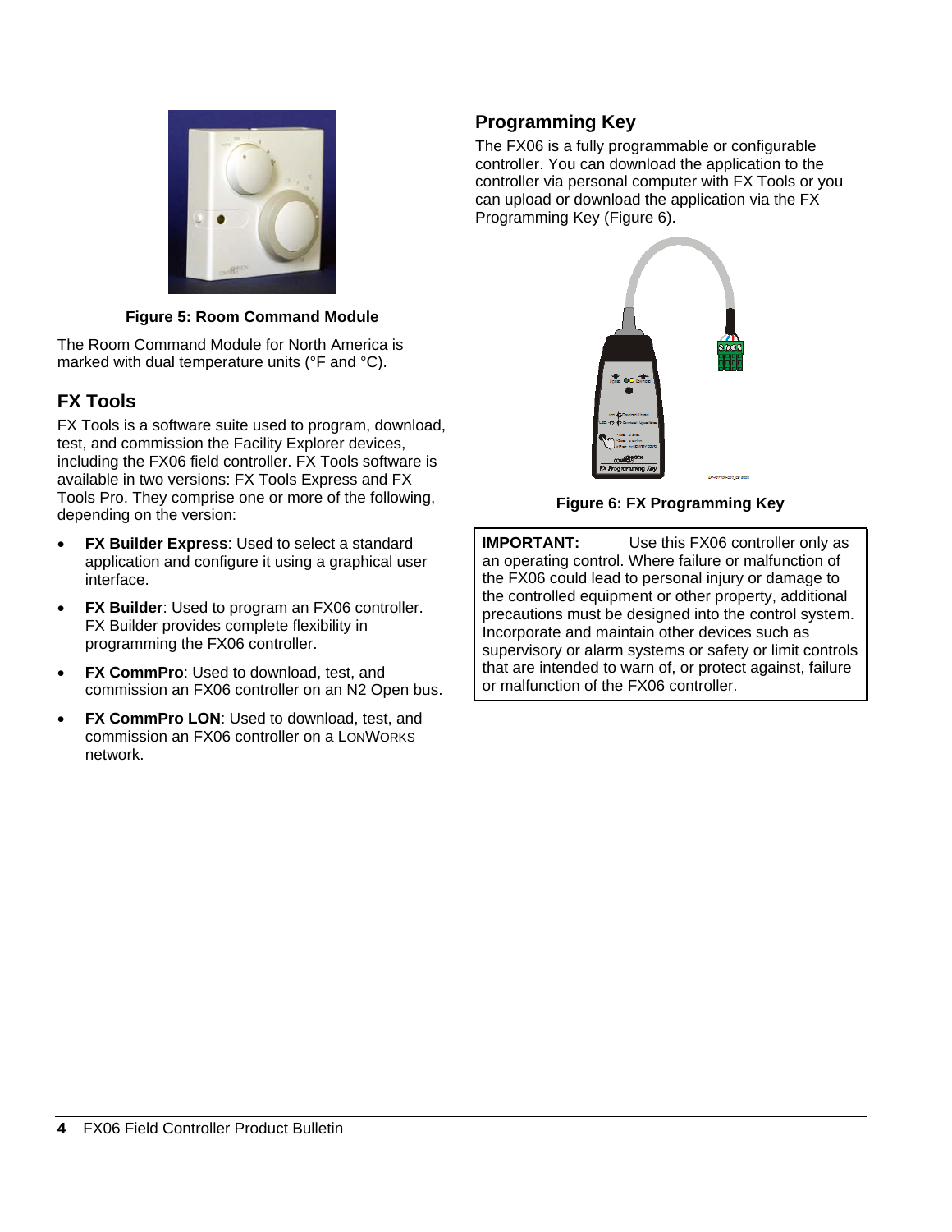Figure 5: Room Command Module

The Room Command Module for North America is marked with dual temperature units (°F and °C).

## FX Tools

FX Tools is a software suite used to program, download, test, and commission the Facility Explorer devices, including the FX06 field controller. FX Tools software is available in two versions: FX Tools Express and FX Tools Pro. They comprise one or more of the following, depending on the version:

- **FX Builder Express**: Used to select a standard application and configure it using a graphical user interface.
- **FX Builder**: Used to program an FX06 controller. FX Builder provides complete flexibility in programming the FX06 controller.
- **FX CommPro**: Used to download, test, and commission an FX06 controller on an N2 Open bus.
- **FX CommPro LON**: Used to download, test, and commission an FX06 controller on a LONWORKS network.

## Programming Key

The FX06 is a fully programmable or configurable controller. You can download the application to the controller via personal computer with FX Tools or you can upload or download the application via the FX Programming Key (Figure 6).

Figure 6: FX Programming Key

**IMPORTANT:** Use this FX06 controller only as an operating control. Where failure or malfunction of the FX06 could lead to personal injury or damage to the controlled equipment or other property, additional precautions must be designed into the control system. Incorporate and maintain other devices such as supervisory or alarm systems or safety or limit controls that are intended to warn of, or protect against, failure or malfunction of the FX06 controller.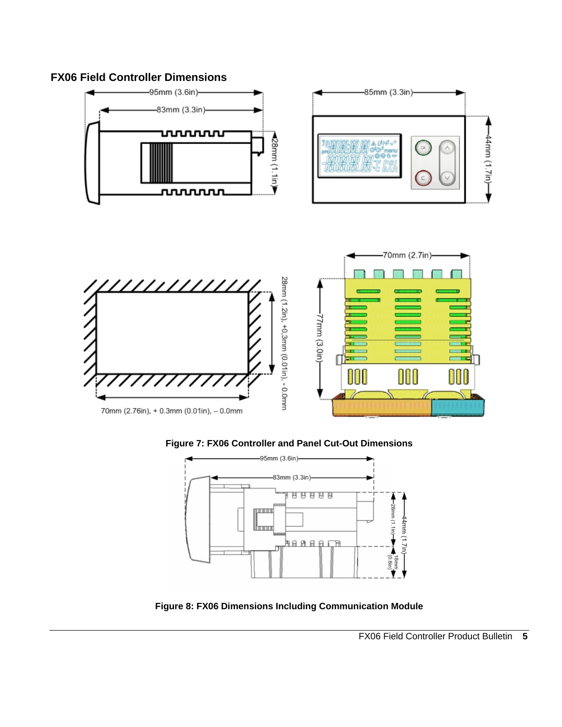## FX06 Field Controller Dimensions

Figure 7: FX06 Controller and Panel Cut-Out Dimensions

Figure 8: FX06 Dimensions Including Communication Module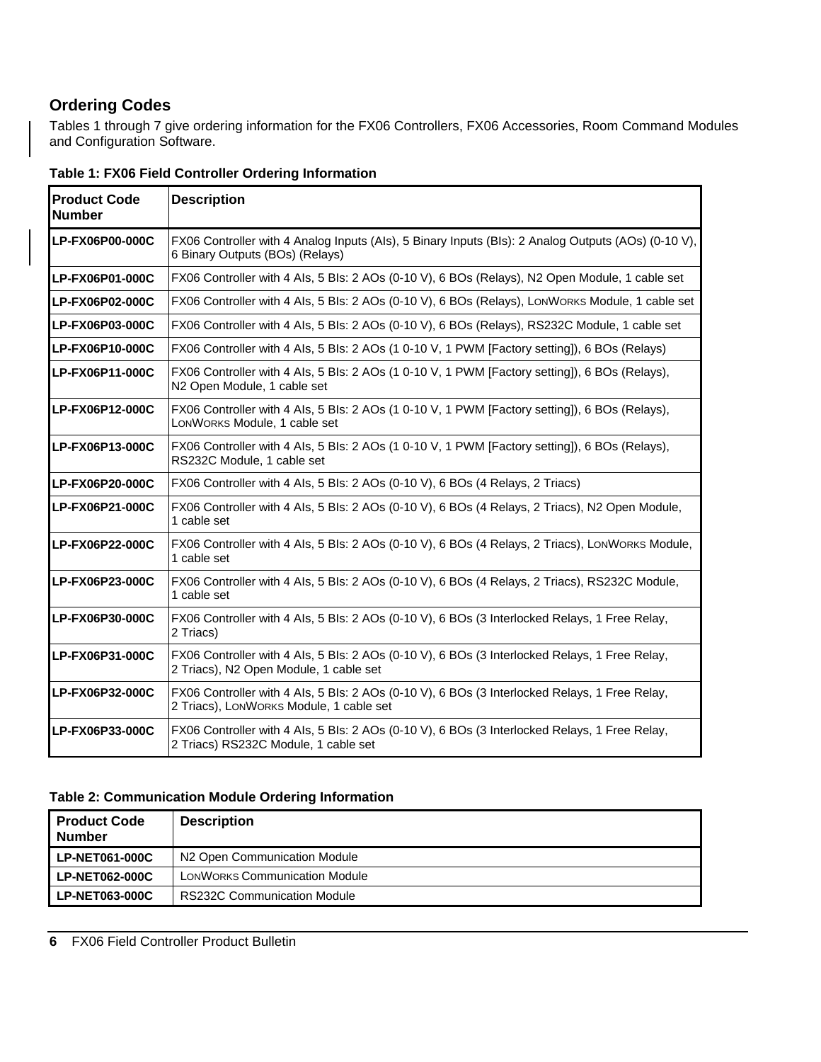## Ordering Codes

Tables 1 through 7 give ordering information for the FX06 Controllers, FX06 Accessories, Room Command Modules and Configuration Software.

**Table 1: FX06 Field Controller Ordering Information**

| Product Code Number | Description |
|---|---|
| **LP-FX06P00-000C** | FX06 Controller with 4 Analog Inputs (AIs), 5 Binary Inputs (BIs): 2 Analog Outputs (AOs) (0-10 V), 6 Binary Outputs (BOs) (Relays) |
| **LP-FX06P01-000C** | FX06 Controller with 4 AIs, 5 BIs: 2 AOs (0-10 V), 6 BOs (Relays), N2 Open Module, 1 cable set |
| **LP-FX06P02-000C** | FX06 Controller with 4 AIs, 5 BIs: 2 AOs (0-10 V), 6 BOs (Relays), LONWORKS Module, 1 cable set |
| **LP-FX06P03-000C** | FX06 Controller with 4 AIs, 5 BIs: 2 AOs (0-10 V), 6 BOs (Relays), RS232C Module, 1 cable set |
| **LP-FX06P10-000C** | FX06 Controller with 4 AIs, 5 BIs: 2 AOs (1 0-10 V, 1 PWM [Factory setting]), 6 BOs (Relays) |
| **LP-FX06P11-000C** | FX06 Controller with 4 AIs, 5 BIs: 2 AOs (1 0-10 V, 1 PWM [Factory setting]), 6 BOs (Relays), N2 Open Module, 1 cable set |
| **LP-FX06P12-000C** | FX06 Controller with 4 AIs, 5 BIs: 2 AOs (1 0-10 V, 1 PWM [Factory setting]), 6 BOs (Relays), LONWORKS Module, 1 cable set |
| **LP-FX06P13-000C** | FX06 Controller with 4 AIs, 5 BIs: 2 AOs (1 0-10 V, 1 PWM [Factory setting]), 6 BOs (Relays), RS232C Module, 1 cable set |
| **LP-FX06P20-000C** | FX06 Controller with 4 AIs, 5 BIs: 2 AOs (0-10 V), 6 BOs (4 Relays, 2 Triacs) |
| **LP-FX06P21-000C** | FX06 Controller with 4 AIs, 5 BIs: 2 AOs (0-10 V), 6 BOs (4 Relays, 2 Triacs), N2 Open Module, 1 cable set |
| **LP-FX06P22-000C** | FX06 Controller with 4 AIs, 5 BIs: 2 AOs (0-10 V), 6 BOs (4 Relays, 2 Triacs), LONWORKS Module, 1 cable set |
| **LP-FX06P23-000C** | FX06 Controller with 4 AIs, 5 BIs: 2 AOs (0-10 V), 6 BOs (4 Relays, 2 Triacs), RS232C Module, 1 cable set |
| **LP-FX06P30-000C** | FX06 Controller with 4 AIs, 5 BIs: 2 AOs (0-10 V), 6 BOs (3 Interlocked Relays, 1 Free Relay, 2 Triacs) |
| **LP-FX06P31-000C** | FX06 Controller with 4 AIs, 5 BIs: 2 AOs (0-10 V), 6 BOs (3 Interlocked Relays, 1 Free Relay, 2 Triacs), N2 Open Module, 1 cable set |
| **LP-FX06P32-000C** | FX06 Controller with 4 AIs, 5 BIs: 2 AOs (0-10 V), 6 BOs (3 Interlocked Relays, 1 Free Relay, 2 Triacs), LONWORKS Module, 1 cable set |
| **LP-FX06P33-000C** | FX06 Controller with 4 AIs, 5 BIs: 2 AOs (0-10 V), 6 BOs (3 Interlocked Relays, 1 Free Relay, 2 Triacs) RS232C Module, 1 cable set |

**Table 2: Communication Module Ordering Information**

| Product Code Number | Description |
|---|---|
| **LP-NET061-000C** | N2 Open Communication Module |
| **LP-NET062-000C** | LONWORKS Communication Module |
| **LP-NET063-000C** | RS232C Communication Module |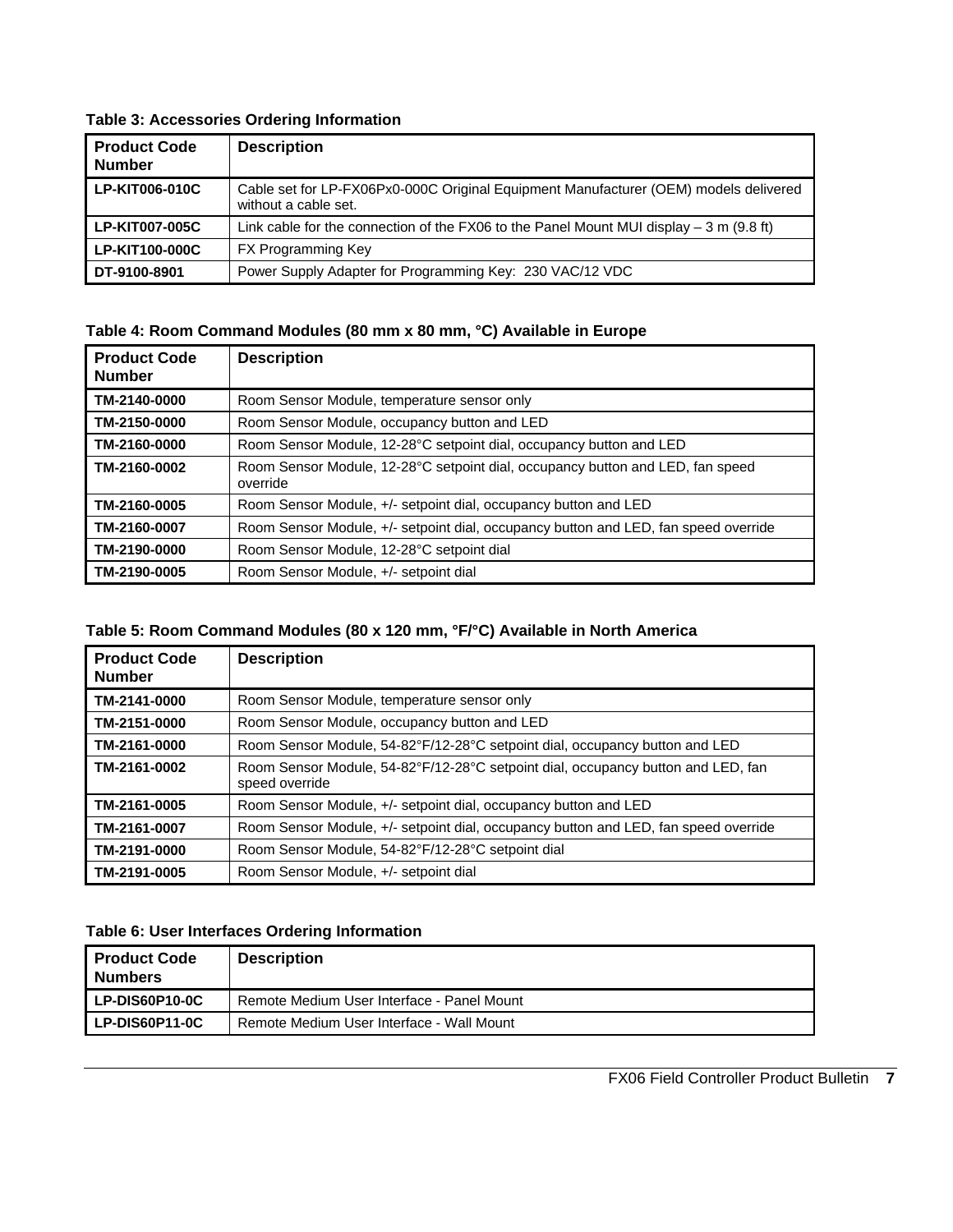**Table 3: Accessories Ordering Information**

| Product Code Number | Description |
|---|---|
| **LP-KIT006-010C** | Cable set for LP-FX06Px0-000C Original Equipment Manufacturer (OEM) models delivered without a cable set. |
| **LP-KIT007-005C** | Link cable for the connection of the FX06 to the Panel Mount MUI display – 3 m (9.8 ft) |
| **LP-KIT100-000C** | FX Programming Key |
| **DT-9100-8901** | Power Supply Adapter for Programming Key: 230 VAC/12 VDC |

**Table 4: Room Command Modules (80 mm x 80 mm, °C) Available in Europe**

| Product Code Number | Description |
|---|---|
| **TM-2140-0000** | Room Sensor Module, temperature sensor only |
| **TM-2150-0000** | Room Sensor Module, occupancy button and LED |
| **TM-2160-0000** | Room Sensor Module, 12-28°C setpoint dial, occupancy button and LED |
| **TM-2160-0002** | Room Sensor Module, 12-28°C setpoint dial, occupancy button and LED, fan speed override |
| **TM-2160-0005** | Room Sensor Module, +/- setpoint dial, occupancy button and LED |
| **TM-2160-0007** | Room Sensor Module, +/- setpoint dial, occupancy button and LED, fan speed override |
| **TM-2190-0000** | Room Sensor Module, 12-28°C setpoint dial |
| **TM-2190-0005** | Room Sensor Module, +/- setpoint dial |

**Table 5: Room Command Modules (80 x 120 mm, °F/°C) Available in North America**

| Product Code Number | Description |
|---|---|
| **TM-2141-0000** | Room Sensor Module, temperature sensor only |
| **TM-2151-0000** | Room Sensor Module, occupancy button and LED |
| **TM-2161-0000** | Room Sensor Module, 54-82°F/12-28°C setpoint dial, occupancy button and LED |
| **TM-2161-0002** | Room Sensor Module, 54-82°F/12-28°C setpoint dial, occupancy button and LED, fan speed override |
| **TM-2161-0005** | Room Sensor Module, +/- setpoint dial, occupancy button and LED |
| **TM-2161-0007** | Room Sensor Module, +/- setpoint dial, occupancy button and LED, fan speed override |
| **TM-2191-0000** | Room Sensor Module, 54-82°F/12-28°C setpoint dial |
| **TM-2191-0005** | Room Sensor Module, +/- setpoint dial |

**Table 6: User Interfaces Ordering Information**

| Product Code Numbers | Description |
|---|---|
| **LP-DIS60P10-0C** | Remote Medium User Interface - Panel Mount |
| **LP-DIS60P11-0C** | Remote Medium User Interface - Wall Mount |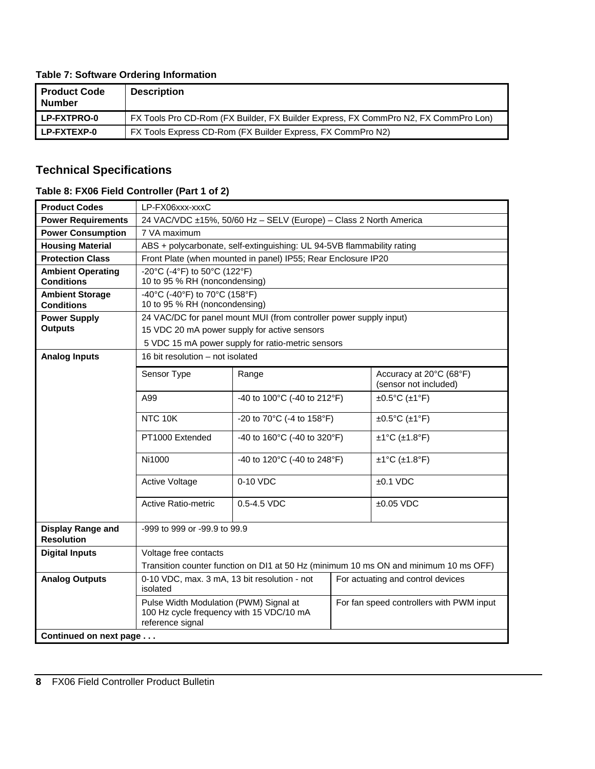**Table 7: Software Ordering Information**

| Product Code Number | Description |
|---|---|
| LP-FXTPRO-0 | FX Tools Pro CD-Rom (FX Builder, FX Builder Express, FX CommPro N2, FX CommPro Lon) |
| LP-FXTEXP-0 | FX Tools Express CD-Rom (FX Builder Express, FX CommPro N2) |

## Technical Specifications

**Table 8: FX06 Field Controller (Part 1 of 2)**

| | | | |
|---|---|---|---|
| **Product Codes** | LP-FX06xxx-xxxC | | |
| **Power Requirements** | 24 VAC/VDC ±15%, 50/60 Hz – SELV (Europe) – Class 2 North America | | |
| **Power Consumption** | 7 VA maximum | | |
| **Housing Material** | ABS + polycarbonate, self-extinguishing: UL 94-5VB flammability rating | | |
| **Protection Class** | Front Plate (when mounted in panel) IP55; Rear Enclosure IP20 | | |
| **Ambient Operating Conditions** | -20°C (-4°F) to 50°C (122°F)<br>10 to 95 % RH (noncondensing) | | |
| **Ambient Storage Conditions** | -40°C (-40°F) to 70°C (158°F)<br>10 to 95 % RH (noncondensing) | | |
| **Power Supply Outputs** | 24 VAC/DC for panel mount MUI (from controller power supply input)<br>15 VDC 20 mA power supply for active sensors<br>5 VDC 15 mA power supply for ratio-metric sensors | | |
| **Analog Inputs** | 16 bit resolution – not isolated | | |
| | Sensor Type | Range | Accuracy at 20°C (68°F) (sensor not included) |
| | A99 | -40 to 100°C (-40 to 212°F) | ±0.5°C (±1°F) |
| | NTC 10K | -20 to 70°C (-4 to 158°F) | ±0.5°C (±1°F) |
| | PT1000 Extended | -40 to 160°C (-40 to 320°F) | ±1°C (±1.8°F) |
| | Ni1000 | -40 to 120°C (-40 to 248°F) | ±1°C (±1.8°F) |
| | Active Voltage | 0-10 VDC | ±0.1 VDC |
| | Active Ratio-metric | 0.5-4.5 VDC | ±0.05 VDC |
| **Display Range and Resolution** | -999 to 999 or -99.9 to 99.9 | | |
| **Digital Inputs** | Voltage free contacts<br>Transition counter function on DI1 at 50 Hz (minimum 10 ms ON and minimum 10 ms OFF) | | |
| **Analog Outputs** | 0-10 VDC, max. 3 mA, 13 bit resolution - not isolated | For actuating and control devices | |
| | Pulse Width Modulation (PWM) Signal at 100 Hz cycle frequency with 15 VDC/10 mA reference signal | For fan speed controllers with PWM input | |
| **Continued on next page . . .** | | | |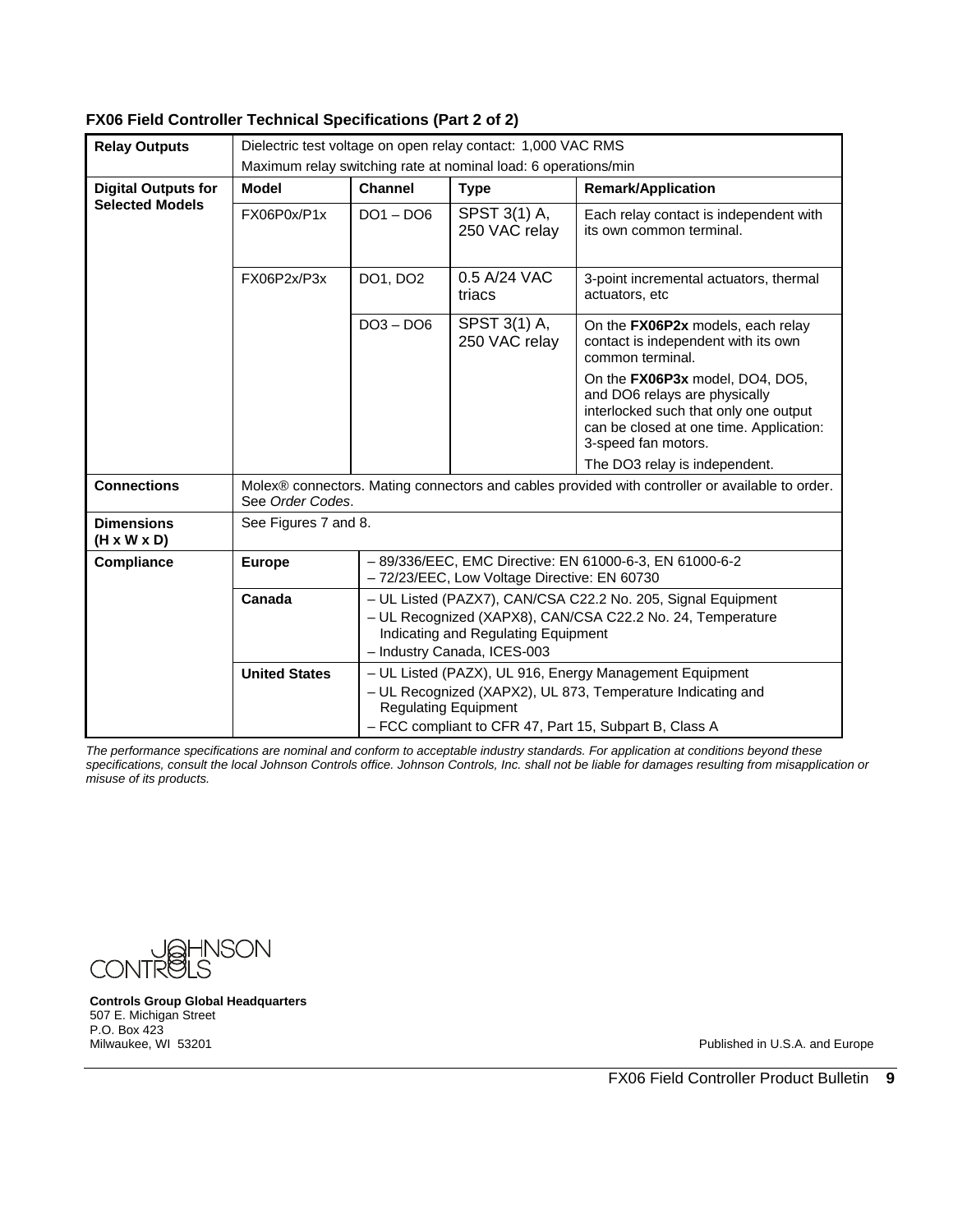**FX06 Field Controller Technical Specifications (Part 2 of 2)**

| | | | | |
|---|---|---|---|---|
| **Relay Outputs** | Dielectric test voltage on open relay contact: 1,000 VAC RMS<br>Maximum relay switching rate at nominal load: 6 operations/min | | | |
| **Digital Outputs for Selected Models** | **Model** | **Channel** | **Type** | **Remark/Application** |
| | FX06P0x/P1x | DO1 – DO6 | SPST 3(1) A, 250 VAC relay | Each relay contact is independent with its own common terminal. |
| | FX06P2x/P3x | DO1, DO2 | 0.5 A/24 VAC triacs | 3-point incremental actuators, thermal actuators, etc |
| | | DO3 – DO6 | SPST 3(1) A, 250 VAC relay | On the **FX06P2x** models, each relay contact is independent with its own common terminal.<br>On the **FX06P3x** model, DO4, DO5, and DO6 relays are physically interlocked such that only one output can be closed at one time. Application: 3-speed fan motors.<br>The DO3 relay is independent. |
| **Connections** | Molex® connectors. Mating connectors and cables provided with controller or available to order. See *Order Codes*. | | | |
| **Dimensions (H x W x D)** | See Figures 7 and 8. | | | |
| **Compliance** | **Europe** | – 89/336/EEC, EMC Directive: EN 61000-6-3, EN 61000-6-2<br>– 72/23/EEC, Low Voltage Directive: EN 60730 | | |
| | **Canada** | – UL Listed (PAZX7), CAN/CSA C22.2 No. 205, Signal Equipment<br>– UL Recognized (XAPX8), CAN/CSA C22.2 No. 24, Temperature Indicating and Regulating Equipment<br>– Industry Canada, ICES-003 | | |
| | **United States** | – UL Listed (PAZX), UL 916, Energy Management Equipment<br>– UL Recognized (XAPX2), UL 873, Temperature Indicating and Regulating Equipment<br>– FCC compliant to CFR 47, Part 15, Subpart B, Class A | | |

*The performance specifications are nominal and conform to acceptable industry standards. For application at conditions beyond these specifications, consult the local Johnson Controls office. Johnson Controls, Inc. shall not be liable for damages resulting from misapplication or misuse of its products.*

JOHNSON CONTROLS

**Controls Group Global Headquarters**
507 E. Michigan Street
P.O. Box 423
Milwaukee, WI 53201

Published in U.S.A. and Europe